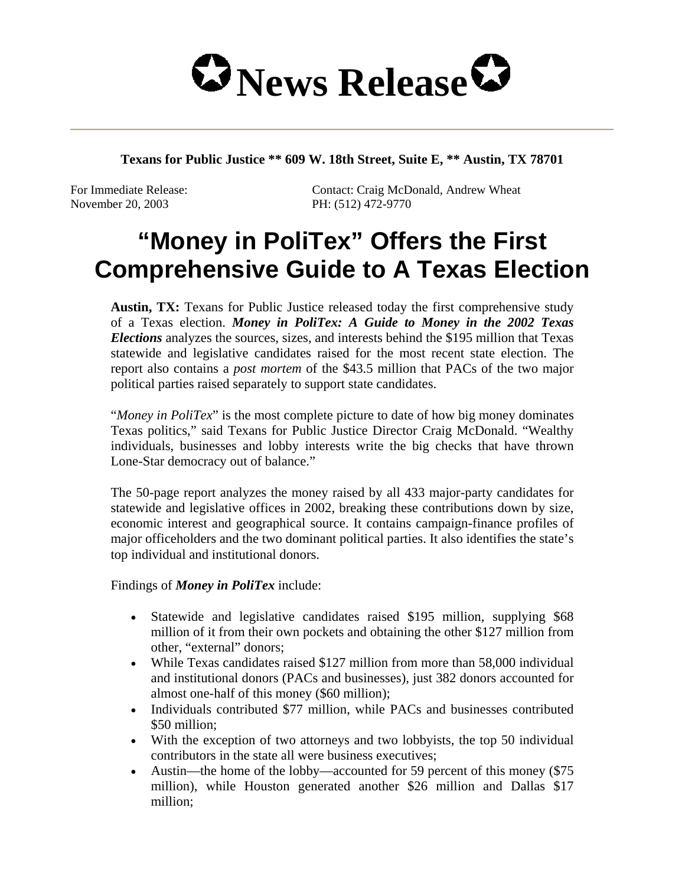# News Release

**Texans for Public Justice ** 609 W. 18th Street, Suite E, ** Austin, TX 78701**

For Immediate Release: November 20, 2003

Contact: Craig McDonald, Andrew Wheat
PH: (512) 472-9770

# "Money in PoliTex" Offers the First Comprehensive Guide to A Texas Election

**Austin, TX:** Texans for Public Justice released today the first comprehensive study of a Texas election. ***Money in PoliTex: A Guide to Money in the 2002 Texas Elections*** analyzes the sources, sizes, and interests behind the $195 million that Texas statewide and legislative candidates raised for the most recent state election. The report also contains a *post mortem* of the $43.5 million that PACs of the two major political parties raised separately to support state candidates.

"*Money in PoliTex*" is the most complete picture to date of how big money dominates Texas politics," said Texans for Public Justice Director Craig McDonald. "Wealthy individuals, businesses and lobby interests write the big checks that have thrown Lone-Star democracy out of balance."

The 50-page report analyzes the money raised by all 433 major-party candidates for statewide and legislative offices in 2002, breaking these contributions down by size, economic interest and geographical source. It contains campaign-finance profiles of major officeholders and the two dominant political parties. It also identifies the state's top individual and institutional donors.

Findings of ***Money in PoliTex*** include:

- Statewide and legislative candidates raised $195 million, supplying $68 million of it from their own pockets and obtaining the other $127 million from other, "external" donors;
- While Texas candidates raised $127 million from more than 58,000 individual and institutional donors (PACs and businesses), just 382 donors accounted for almost one-half of this money ($60 million);
- Individuals contributed $77 million, while PACs and businesses contributed $50 million;
- With the exception of two attorneys and two lobbyists, the top 50 individual contributors in the state all were business executives;
- Austin—the home of the lobby—accounted for 59 percent of this money ($75 million), while Houston generated another $26 million and Dallas $17 million;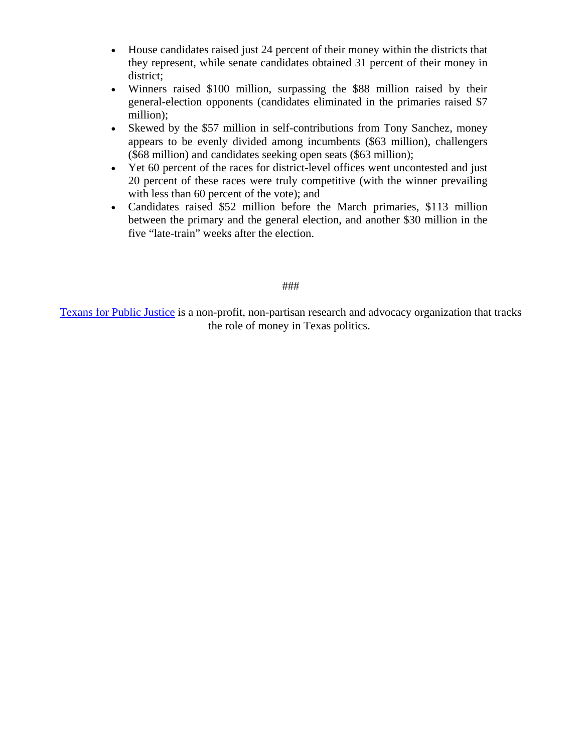- House candidates raised just 24 percent of their money within the districts that they represent, while senate candidates obtained 31 percent of their money in district;
- Winners raised $100 million, surpassing the $88 million raised by their general-election opponents (candidates eliminated in the primaries raised $7 million);
- Skewed by the $57 million in self-contributions from Tony Sanchez, money appears to be evenly divided among incumbents ($63 million), challengers ($68 million) and candidates seeking open seats ($63 million);
- Yet 60 percent of the races for district-level offices went uncontested and just 20 percent of these races were truly competitive (with the winner prevailing with less than 60 percent of the vote); and
- Candidates raised $52 million before the March primaries, $113 million between the primary and the general election, and another $30 million in the five "late-train" weeks after the election.

###

Texans for Public Justice is a non-profit, non-partisan research and advocacy organization that tracks the role of money in Texas politics.